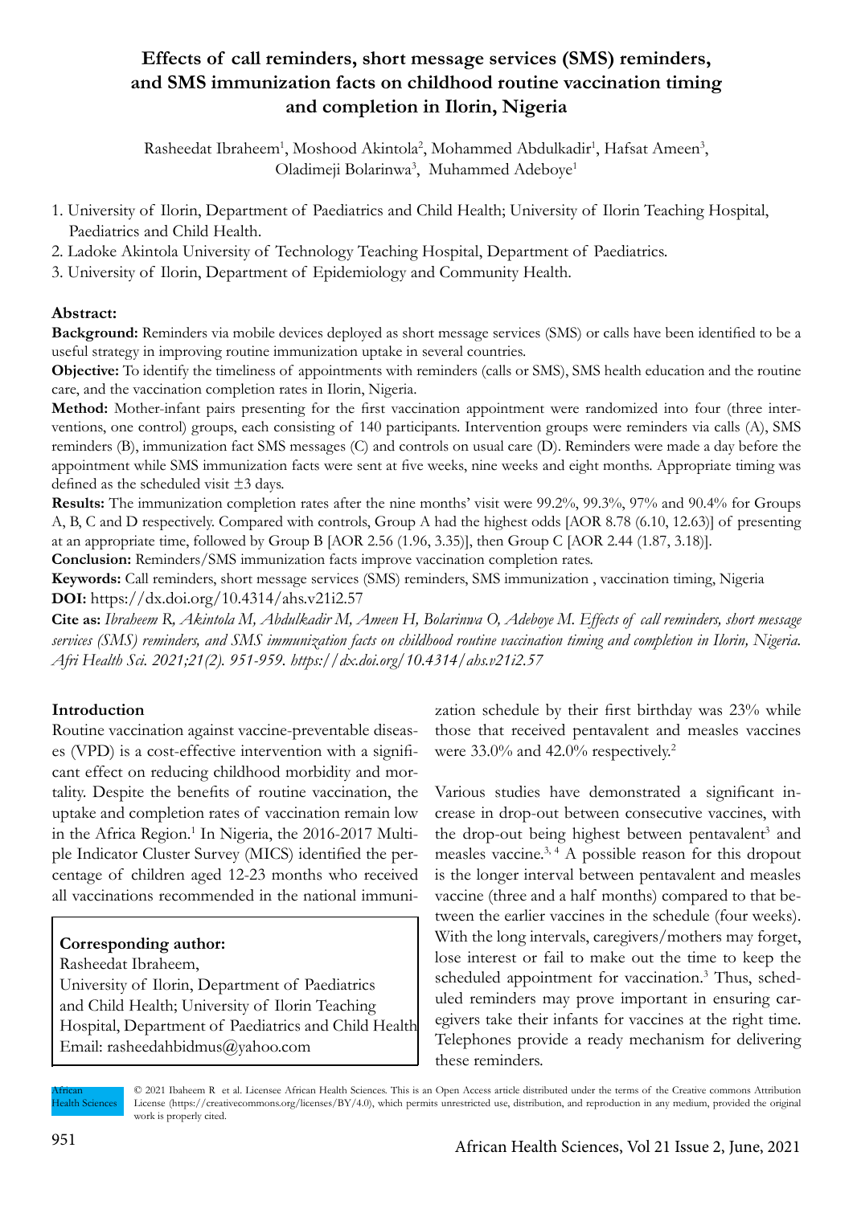# Effects of call reminders, short message services (SMS) reminders, and SMS immunization facts on childhood routine vaccination timing and completion in Ilorin, Nigeria

Rasheedat Ibraheem[1], Moshood Akintola[2], Mohammed Abdulkadir[1], Hafsat Ameen[3], Oladimeji Bolarinwa[3], Muhammed Adeboye[1]

1. University of Ilorin, Department of Paediatrics and Child Health; University of Ilorin Teaching Hospital, Paediatrics and Child Health.
2. Ladoke Akintola University of Technology Teaching Hospital, Department of Paediatrics.
3. University of Ilorin, Department of Epidemiology and Community Health.

## Abstract:

**Background:** Reminders via mobile devices deployed as short message services (SMS) or calls have been identified to be a useful strategy in improving routine immunization uptake in several countries.

**Objective:** To identify the timeliness of appointments with reminders (calls or SMS), SMS health education and the routine care, and the vaccination completion rates in Ilorin, Nigeria.

**Method:** Mother-infant pairs presenting for the first vaccination appointment were randomized into four (three interventions, one control) groups, each consisting of 140 participants. Intervention groups were reminders via calls (A), SMS reminders (B), immunization fact SMS messages (C) and controls on usual care (D). Reminders were made a day before the appointment while SMS immunization facts were sent at five weeks, nine weeks and eight months. Appropriate timing was defined as the scheduled visit ±3 days.

**Results:** The immunization completion rates after the nine months' visit were 99.2%, 99.3%, 97% and 90.4% for Groups A, B, C and D respectively. Compared with controls, Group A had the highest odds [AOR 8.78 (6.10, 12.63)] of presenting at an appropriate time, followed by Group B [AOR 2.56 (1.96, 3.35)], then Group C [AOR 2.44 (1.87, 3.18)].

**Conclusion:** Reminders/SMS immunization facts improve vaccination completion rates.

**Keywords:** Call reminders, short message services (SMS) reminders, SMS immunization , vaccination timing, Nigeria

**DOI:** https://dx.doi.org/10.4314/ahs.v21i2.57

**Cite as:** *Ibraheem R, Akintola M, Abdulkadir M, Ameen H, Bolarinwa O, Adeboye M. Effects of call reminders, short message services (SMS) reminders, and SMS immunization facts on childhood routine vaccination timing and completion in Ilorin, Nigeria. Afri Health Sci. 2021;21(2). 951-959. https://dx.doi.org/10.4314/ahs.v21i2.57*

## Introduction

Routine vaccination against vaccine-preventable diseases (VPD) is a cost-effective intervention with a significant effect on reducing childhood morbidity and mortality. Despite the benefits of routine vaccination, the uptake and completion rates of vaccination remain low in the Africa Region.[1] In Nigeria, the 2016-2017 Multiple Indicator Cluster Survey (MICS) identified the percentage of children aged 12-23 months who received all vaccinations recommended in the national immunization schedule by their first birthday was 23% while those that received pentavalent and measles vaccines were 33.0% and 42.0% respectively.[2]

Various studies have demonstrated a significant increase in drop-out between consecutive vaccines, with the drop-out being highest between pentavalent[3] and measles vaccine.[3, 4] A possible reason for this dropout is the longer interval between pentavalent and measles vaccine (three and a half months) compared to that between the earlier vaccines in the schedule (four weeks). With the long intervals, caregivers/mothers may forget, lose interest or fail to make out the time to keep the scheduled appointment for vaccination.[3] Thus, scheduled reminders may prove important in ensuring caregivers take their infants for vaccines at the right time. Telephones provide a ready mechanism for delivering these reminders.

**Corresponding author:**
Rasheedat Ibraheem,
University of Ilorin, Department of Paediatrics and Child Health; University of Ilorin Teaching Hospital, Department of Paediatrics and Child Health
Email: rasheedahbidmus@yahoo.com

© 2021 Ibaheem R et al. Licensee African Health Sciences. This is an Open Access article distributed under the terms of the Creative commons Attribution License (https://creativecommons.org/licenses/BY/4.0), which permits unrestricted use, distribution, and reproduction in any medium, provided the original work is properly cited.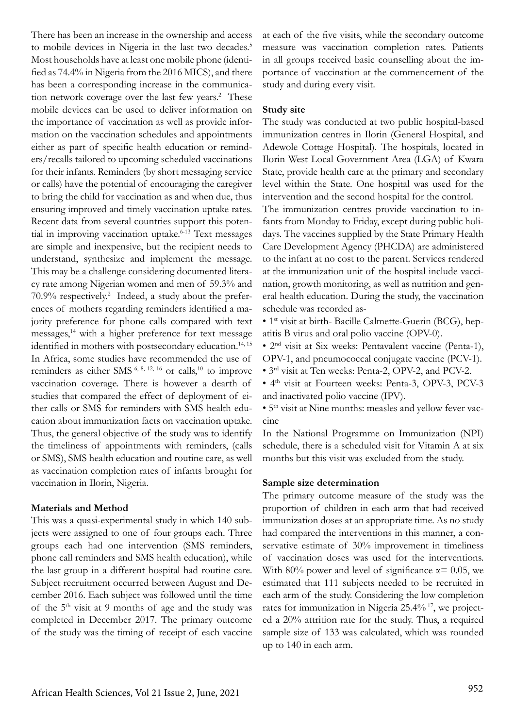There has been an increase in the ownership and access to mobile devices in Nigeria in the last two decades.[5] Most households have at least one mobile phone (identified as 74.4% in Nigeria from the 2016 MICS), and there has been a corresponding increase in the communication network coverage over the last few years.[2] These mobile devices can be used to deliver information on the importance of vaccination as well as provide information on the vaccination schedules and appointments either as part of specific health education or reminders/recalls tailored to upcoming scheduled vaccinations for their infants. Reminders (by short messaging service or calls) have the potential of encouraging the caregiver to bring the child for vaccination as and when due, thus ensuring improved and timely vaccination uptake rates. Recent data from several countries support this potential in improving vaccination uptake.[6-13] Text messages are simple and inexpensive, but the recipient needs to understand, synthesize and implement the message. This may be a challenge considering documented literacy rate among Nigerian women and men of 59.3% and 70.9% respectively.[2] Indeed, a study about the preferences of mothers regarding reminders identified a majority preference for phone calls compared with text messages,[14] with a higher preference for text message identified in mothers with postsecondary education.[14, 15] In Africa, some studies have recommended the use of reminders as either SMS [6, 8, 12, 16] or calls,[10] to improve vaccination coverage. There is however a dearth of studies that compared the effect of deployment of either calls or SMS for reminders with SMS health education about immunization facts on vaccination uptake. Thus, the general objective of the study was to identify the timeliness of appointments with reminders, (calls or SMS), SMS health education and routine care, as well as vaccination completion rates of infants brought for vaccination in Ilorin, Nigeria.

**Materials and Method**

This was a quasi-experimental study in which 140 subjects were assigned to one of four groups each. Three groups each had one intervention (SMS reminders, phone call reminders and SMS health education), while the last group in a different hospital had routine care. Subject recruitment occurred between August and December 2016. Each subject was followed until the time of the 5th visit at 9 months of age and the study was completed in December 2017. The primary outcome of the study was the timing of receipt of each vaccine at each of the five visits, while the secondary outcome measure was vaccination completion rates. Patients in all groups received basic counselling about the importance of vaccination at the commencement of the study and during every visit.

**Study site**

The study was conducted at two public hospital-based immunization centres in Ilorin (General Hospital, and Adewole Cottage Hospital). The hospitals, located in Ilorin West Local Government Area (LGA) of Kwara State, provide health care at the primary and secondary level within the State. One hospital was used for the intervention and the second hospital for the control.

The immunization centres provide vaccination to infants from Monday to Friday, except during public holidays. The vaccines supplied by the State Primary Health Care Development Agency (PHCDA) are administered to the infant at no cost to the parent. Services rendered at the immunization unit of the hospital include vaccination, growth monitoring, as well as nutrition and general health education. During the study, the vaccination schedule was recorded as-

- 1st visit at birth- Bacille Calmette-Guerin (BCG), hepatitis B virus and oral polio vaccine (OPV-0).
- 2nd visit at Six weeks: Pentavalent vaccine (Penta-1), OPV-1, and pneumococcal conjugate vaccine (PCV-1).
- 3rd visit at Ten weeks: Penta-2, OPV-2, and PCV-2.
- 4th visit at Fourteen weeks: Penta-3, OPV-3, PCV-3 and inactivated polio vaccine (IPV).
- 5th visit at Nine months: measles and yellow fever vaccine

In the National Programme on Immunization (NPI) schedule, there is a scheduled visit for Vitamin A at six months but this visit was excluded from the study.

**Sample size determination**

The primary outcome measure of the study was the proportion of children in each arm that had received immunization doses at an appropriate time. As no study had compared the interventions in this manner, a conservative estimate of 30% improvement in timeliness of vaccination doses was used for the interventions. With 80% power and level of significance $\alpha = 0.05$, we estimated that 111 subjects needed to be recruited in each arm of the study. Considering the low completion rates for immunization in Nigeria 25.4% [17], we projected a 20% attrition rate for the study. Thus, a required sample size of 133 was calculated, which was rounded up to 140 in each arm.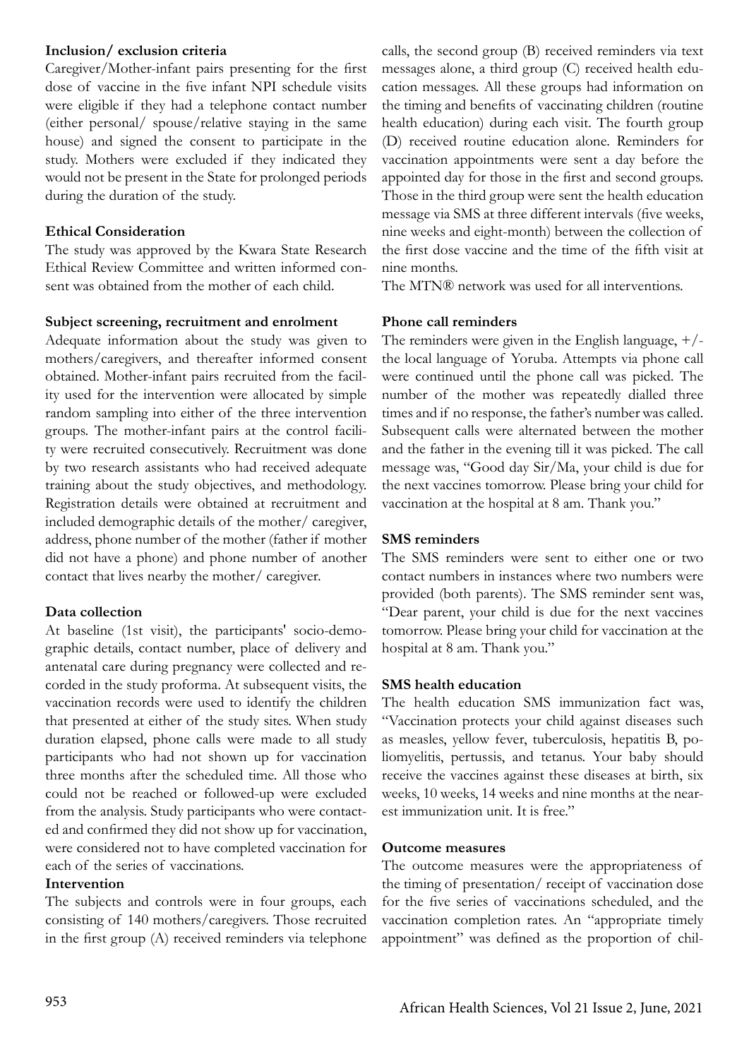**Inclusion/ exclusion criteria**

Caregiver/Mother-infant pairs presenting for the first dose of vaccine in the five infant NPI schedule visits were eligible if they had a telephone contact number (either personal/ spouse/relative staying in the same house) and signed the consent to participate in the study. Mothers were excluded if they indicated they would not be present in the State for prolonged periods during the duration of the study.

**Ethical Consideration**

The study was approved by the Kwara State Research Ethical Review Committee and written informed consent was obtained from the mother of each child.

**Subject screening, recruitment and enrolment**

Adequate information about the study was given to mothers/caregivers, and thereafter informed consent obtained. Mother-infant pairs recruited from the facility used for the intervention were allocated by simple random sampling into either of the three intervention groups. The mother-infant pairs at the control facility were recruited consecutively. Recruitment was done by two research assistants who had received adequate training about the study objectives, and methodology. Registration details were obtained at recruitment and included demographic details of the mother/ caregiver, address, phone number of the mother (father if mother did not have a phone) and phone number of another contact that lives nearby the mother/ caregiver.

**Data collection**

At baseline (1st visit), the participants' socio-demographic details, contact number, place of delivery and antenatal care during pregnancy were collected and recorded in the study proforma. At subsequent visits, the vaccination records were used to identify the children that presented at either of the study sites. When study duration elapsed, phone calls were made to all study participants who had not shown up for vaccination three months after the scheduled time. All those who could not be reached or followed-up were excluded from the analysis. Study participants who were contacted and confirmed they did not show up for vaccination, were considered not to have completed vaccination for each of the series of vaccinations.

**Intervention**

The subjects and controls were in four groups, each consisting of 140 mothers/caregivers. Those recruited in the first group (A) received reminders via telephone calls, the second group (B) received reminders via text messages alone, a third group (C) received health education messages. All these groups had information on the timing and benefits of vaccinating children (routine health education) during each visit. The fourth group (D) received routine education alone. Reminders for vaccination appointments were sent a day before the appointed day for those in the first and second groups. Those in the third group were sent the health education message via SMS at three different intervals (five weeks, nine weeks and eight-month) between the collection of the first dose vaccine and the time of the fifth visit at nine months.

The MTN® network was used for all interventions.

**Phone call reminders**

The reminders were given in the English language, +/- the local language of Yoruba. Attempts via phone call were continued until the phone call was picked. The number of the mother was repeatedly dialled three times and if no response, the father's number was called. Subsequent calls were alternated between the mother and the father in the evening till it was picked. The call message was, "Good day Sir/Ma, your child is due for the next vaccines tomorrow. Please bring your child for vaccination at the hospital at 8 am. Thank you."

**SMS reminders**

The SMS reminders were sent to either one or two contact numbers in instances where two numbers were provided (both parents). The SMS reminder sent was, "Dear parent, your child is due for the next vaccines tomorrow. Please bring your child for vaccination at the hospital at 8 am. Thank you."

**SMS health education**

The health education SMS immunization fact was, "Vaccination protects your child against diseases such as measles, yellow fever, tuberculosis, hepatitis B, poliomyelitis, pertussis, and tetanus. Your baby should receive the vaccines against these diseases at birth, six weeks, 10 weeks, 14 weeks and nine months at the nearest immunization unit. It is free."

**Outcome measures**

The outcome measures were the appropriateness of the timing of presentation/ receipt of vaccination dose for the five series of vaccinations scheduled, and the vaccination completion rates. An "appropriate timely appointment" was defined as the proportion of chil-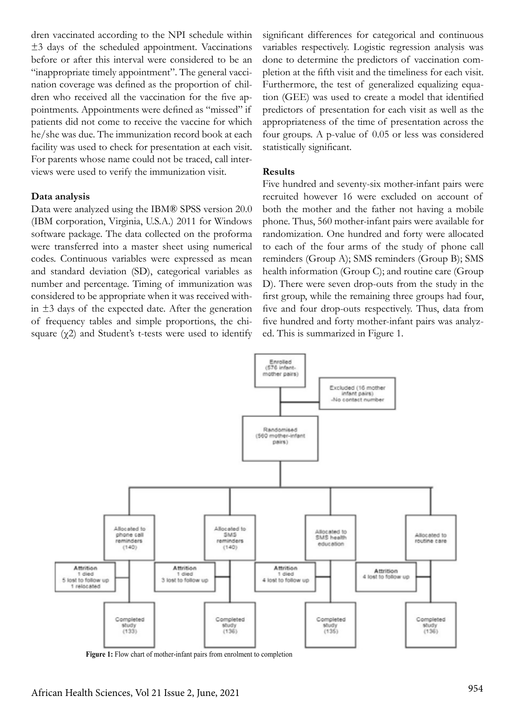dren vaccinated according to the NPI schedule within ±3 days of the scheduled appointment. Vaccinations before or after this interval were considered to be an "inappropriate timely appointment". The general vaccination coverage was defined as the proportion of children who received all the vaccination for the five appointments. Appointments were defined as "missed" if patients did not come to receive the vaccine for which he/she was due. The immunization record book at each facility was used to check for presentation at each visit. For parents whose name could not be traced, call interviews were used to verify the immunization visit.

**Data analysis**

Data were analyzed using the IBM® SPSS version 20.0 (IBM corporation, Virginia, U.S.A.) 2011 for Windows software package. The data collected on the proforma were transferred into a master sheet using numerical codes. Continuous variables were expressed as mean and standard deviation (SD), categorical variables as number and percentage. Timing of immunization was considered to be appropriate when it was received within ±3 days of the expected date. After the generation of frequency tables and simple proportions, the chi-square ($\chi 2$) and Student's t-tests were used to identify significant differences for categorical and continuous variables respectively. Logistic regression analysis was done to determine the predictors of vaccination completion at the fifth visit and the timeliness for each visit. Furthermore, the test of generalized equalizing equation (GEE) was used to create a model that identified predictors of presentation for each visit as well as the appropriateness of the time of presentation across the four groups. A p-value of 0.05 or less was considered statistically significant.

**Results**

Five hundred and seventy-six mother-infant pairs were recruited however 16 were excluded on account of both the mother and the father not having a mobile phone. Thus, 560 mother-infant pairs were available for randomization. One hundred and forty were allocated to each of the four arms of the study of phone call reminders (Group A); SMS reminders (Group B); SMS health information (Group C); and routine care (Group D). There were seven drop-outs from the study in the first group, while the remaining three groups had four, five and four drop-outs respectively. Thus, data from five hundred and forty mother-infant pairs was analyzed. This is summarized in Figure 1.

Enrolled (576 infant-mother pairs)

Excluded (16 mother infant pairs) -No contact number

Randomised (560 mother-infant pairs)

Allocated to phone call reminders (140)

Allocated to SMS reminders (140)

Allocated to SMS health education

Allocated to routine care

Attrition 1 died 5 lost to follow up 1 relocated

Attrition 1 died 3 lost to follow up

Attrition 1 died 4 lost to follow up

Attrition 4 lost to follow up

Completed study (133)

Completed study (136)

Completed study (135)

Completed study (136)

**Figure 1:** Flow chart of mother-infant pairs from enrolment to completion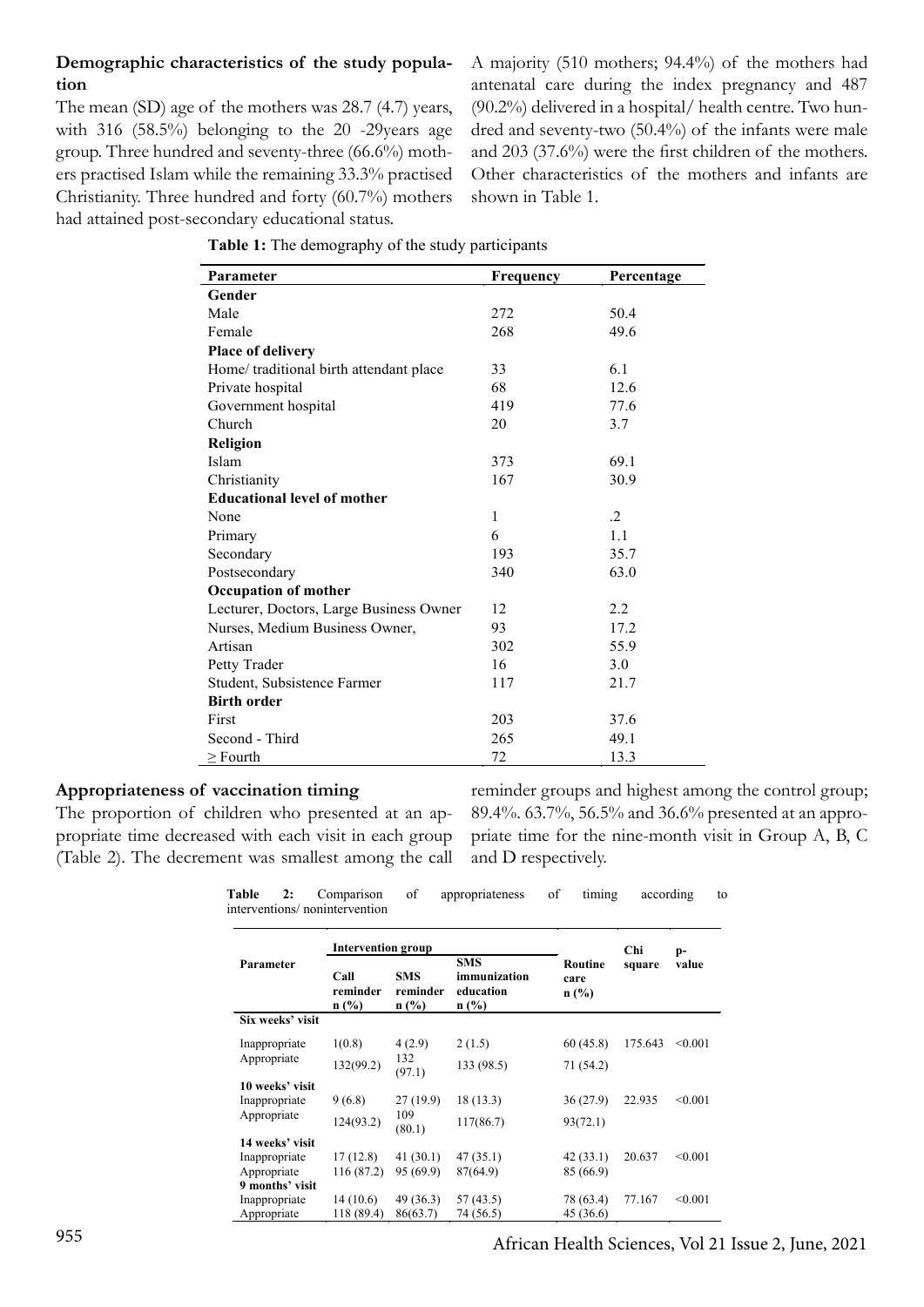### Demographic characteristics of the study population

The mean (SD) age of the mothers was 28.7 (4.7) years, with 316 (58.5%) belonging to the 20 -29years age group. Three hundred and seventy-three (66.6%) mothers practised Islam while the remaining 33.3% practised Christianity. Three hundred and forty (60.7%) mothers had attained post-secondary educational status.

A majority (510 mothers; 94.4%) of the mothers had antenatal care during the index pregnancy and 487 (90.2%) delivered in a hospital/ health centre. Two hundred and seventy-two (50.4%) of the infants were male and 203 (37.6%) were the first children of the mothers. Other characteristics of the mothers and infants are shown in Table 1.

**Table 1:** The demography of the study participants

| Parameter | Frequency | Percentage |
|---|---|---|
| **Gender** | | |
| Male | 272 | 50.4 |
| Female | 268 | 49.6 |
| **Place of delivery** | | |
| Home/ traditional birth attendant place | 33 | 6.1 |
| Private hospital | 68 | 12.6 |
| Government hospital | 419 | 77.6 |
| Church | 20 | 3.7 |
| **Religion** | | |
| Islam | 373 | 69.1 |
| Christianity | 167 | 30.9 |
| **Educational level of mother** | | |
| None | 1 | .2 |
| Primary | 6 | 1.1 |
| Secondary | 193 | 35.7 |
| Postsecondary | 340 | 63.0 |
| **Occupation of mother** | | |
| Lecturer, Doctors, Large Business Owner | 12 | 2.2 |
| Nurses, Medium Business Owner, | 93 | 17.2 |
| Artisan | 302 | 55.9 |
| Petty Trader | 16 | 3.0 |
| Student, Subsistence Farmer | 117 | 21.7 |
| **Birth order** | | |
| First | 203 | 37.6 |
| Second - Third | 265 | 49.1 |
| ≥ Fourth | 72 | 13.3 |

### Appropriateness of vaccination timing

The proportion of children who presented at an appropriate time decreased with each visit in each group (Table 2). The decrement was smallest among the call reminder groups and highest among the control group; 89.4%. 63.7%, 56.5% and 36.6% presented at an appropriate time for the nine-month visit in Group A, B, C and D respectively.

**Table 2:** Comparison of appropriateness of timing according to interventions/ nonintervention

| Parameter | Intervention group | | | Routine care n (%) | Chi square | p-value |
|---|---|---|---|---|---|---|
| | Call reminder n (%) | SMS reminder n (%) | SMS immunization education n (%) | | | |
| **Six weeks' visit** | | | | | | |
| Inappropriate | 1(0.8) | 4 (2.9) | 2 (1.5) | 60 (45.8) | 175.643 | <0.001 |
| Appropriate | 132(99.2) | 132 (97.1) | 133 (98.5) | 71 (54.2) | | |
| **10 weeks' visit** | | | | | | |
| Inappropriate | 9 (6.8) | 27 (19.9) | 18 (13.3) | 36 (27.9) | 22.935 | <0.001 |
| Appropriate | 124(93.2) | 109 (80.1) | 117(86.7) | 93(72.1) | | |
| **14 weeks' visit** | | | | | | |
| Inappropriate | 17 (12.8) | 41 (30.1) | 47 (35.1) | 42 (33.1) | 20.637 | <0.001 |
| Appropriate | 116 (87.2) | 95 (69.9) | 87(64.9) | 85 (66.9) | | |
| **9 months' visit** | | | | | | |
| Inappropriate | 14 (10.6) | 49 (36.3) | 57 (43.5) | 78 (63.4) | 77.167 | <0.001 |
| Appropriate | 118 (89.4) | 86(63.7) | 74 (56.5) | 45 (36.6) | | |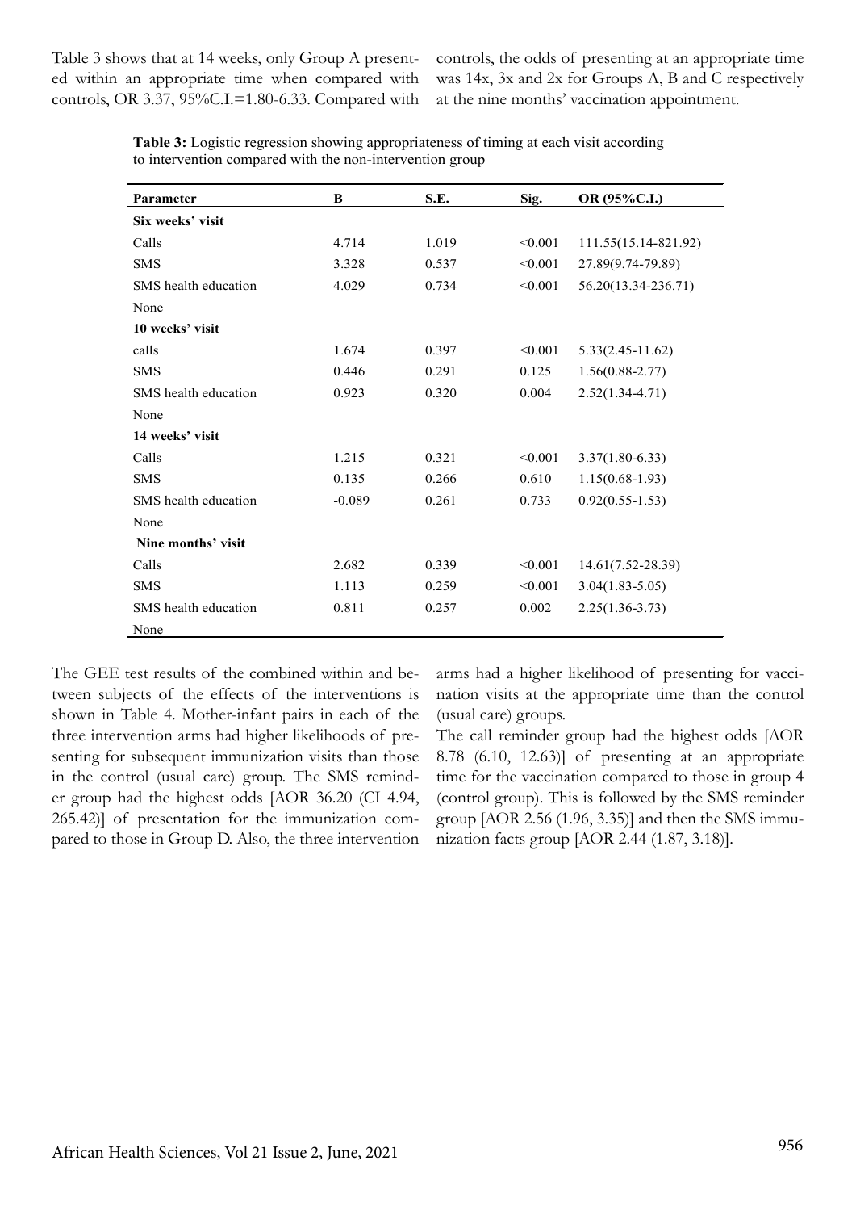Table 3 shows that at 14 weeks, only Group A presented within an appropriate time when compared with controls, OR 3.37, 95%C.I.=1.80-6.33. Compared with controls, the odds of presenting at an appropriate time was 14x, 3x and 2x for Groups A, B and C respectively at the nine months' vaccination appointment.

**Table 3:** Logistic regression showing appropriateness of timing at each visit according to intervention compared with the non-intervention group

| Parameter | B | S.E. | Sig. | OR (95%C.I.) |
|---|---|---|---|---|
| **Six weeks' visit** | | | | |
| Calls | 4.714 | 1.019 | <0.001 | 111.55(15.14-821.92) |
| SMS | 3.328 | 0.537 | <0.001 | 27.89(9.74-79.89) |
| SMS health education | 4.029 | 0.734 | <0.001 | 56.20(13.34-236.71) |
| None | | | | |
| **10 weeks' visit** | | | | |
| calls | 1.674 | 0.397 | <0.001 | 5.33(2.45-11.62) |
| SMS | 0.446 | 0.291 | 0.125 | 1.56(0.88-2.77) |
| SMS health education | 0.923 | 0.320 | 0.004 | 2.52(1.34-4.71) |
| None | | | | |
| **14 weeks' visit** | | | | |
| Calls | 1.215 | 0.321 | <0.001 | 3.37(1.80-6.33) |
| SMS | 0.135 | 0.266 | 0.610 | 1.15(0.68-1.93) |
| SMS health education | -0.089 | 0.261 | 0.733 | 0.92(0.55-1.53) |
| None | | | | |
| **Nine months' visit** | | | | |
| Calls | 2.682 | 0.339 | <0.001 | 14.61(7.52-28.39) |
| SMS | 1.113 | 0.259 | <0.001 | 3.04(1.83-5.05) |
| SMS health education | 0.811 | 0.257 | 0.002 | 2.25(1.36-3.73) |
| None | | | | |

The GEE test results of the combined within and between subjects of the effects of the interventions is shown in Table 4. Mother-infant pairs in each of the three intervention arms had higher likelihoods of presenting for subsequent immunization visits than those in the control (usual care) group. The SMS reminder group had the highest odds [AOR 36.20 (CI 4.94, 265.42)] of presentation for the immunization compared to those in Group D. Also, the three intervention arms had a higher likelihood of presenting for vaccination visits at the appropriate time than the control (usual care) groups.

The call reminder group had the highest odds [AOR 8.78 (6.10, 12.63)] of presenting at an appropriate time for the vaccination compared to those in group 4 (control group). This is followed by the SMS reminder group [AOR 2.56 (1.96, 3.35)] and then the SMS immunization facts group [AOR 2.44 (1.87, 3.18)].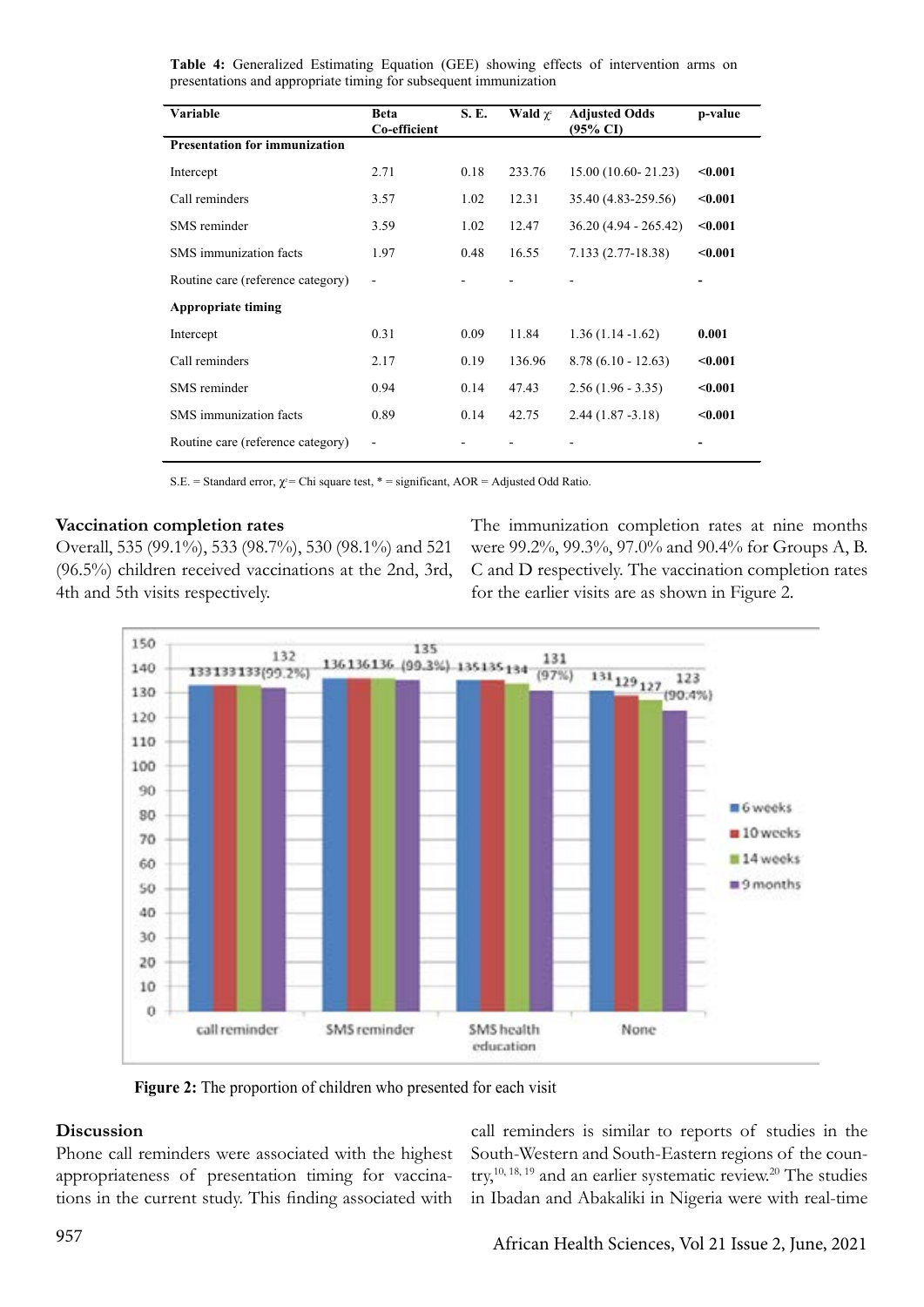**Table 4:** Generalized Estimating Equation (GEE) showing effects of intervention arms on presentations and appropriate timing for subsequent immunization

| Variable | Beta Co-efficient | S. E. | Wald $\chi^2$ | Adjusted Odds (95% CI) | p-value |
|---|---|---|---|---|---|
| **Presentation for immunization** | | | | | |
| Intercept | 2.71 | 0.18 | 233.76 | 15.00 (10.60- 21.23) | **<0.001** |
| Call reminders | 3.57 | 1.02 | 12.31 | 35.40 (4.83-259.56) | **<0.001** |
| SMS reminder | 3.59 | 1.02 | 12.47 | 36.20 (4.94 - 265.42) | **<0.001** |
| SMS immunization facts | 1.97 | 0.48 | 16.55 | 7.133 (2.77-18.38) | **<0.001** |
| Routine care (reference category) | - | - | - | - | **-** |
| **Appropriate timing** | | | | | |
| Intercept | 0.31 | 0.09 | 11.84 | 1.36 (1.14 -1.62) | **0.001** |
| Call reminders | 2.17 | 0.19 | 136.96 | 8.78 (6.10 - 12.63) | **<0.001** |
| SMS reminder | 0.94 | 0.14 | 47.43 | 2.56 (1.96 - 3.35) | **<0.001** |
| SMS immunization facts | 0.89 | 0.14 | 42.75 | 2.44 (1.87 -3.18) | **<0.001** |
| Routine care (reference category) | - | - | - | - | **-** |

S.E. = Standard error, $\chi^2$ = Chi square test, * = significant, AOR = Adjusted Odd Ratio.

### Vaccination completion rates

Overall, 535 (99.1%), 533 (98.7%), 530 (98.1%) and 521 (96.5%) children received vaccinations at the 2nd, 3rd, 4th and 5th visits respectively.

The immunization completion rates at nine months were 99.2%, 99.3%, 97.0% and 90.4% for Groups A, B. C and D respectively. The vaccination completion rates for the earlier visits are as shown in Figure 2.

150
140
130
120
110
100
90
80
70
60
50
40
30
20
10
0

133 133 133 (99.2%) 132
136 136 136 (99.3%) 135
135 135 134 (97%) 131
131 129 127 (90.4%) 123

call reminder
SMS reminder
SMS health education
None

6 weeks
10 weeks
14 weeks
9 months

**Figure 2:** The proportion of children who presented for each visit

### Discussion

Phone call reminders were associated with the highest appropriateness of presentation timing for vaccinations in the current study. This finding associated with call reminders is similar to reports of studies in the South-Western and South-Eastern regions of the country,[10, 18, 19] and an earlier systematic review.[20] The studies in Ibadan and Abakaliki in Nigeria were with real-time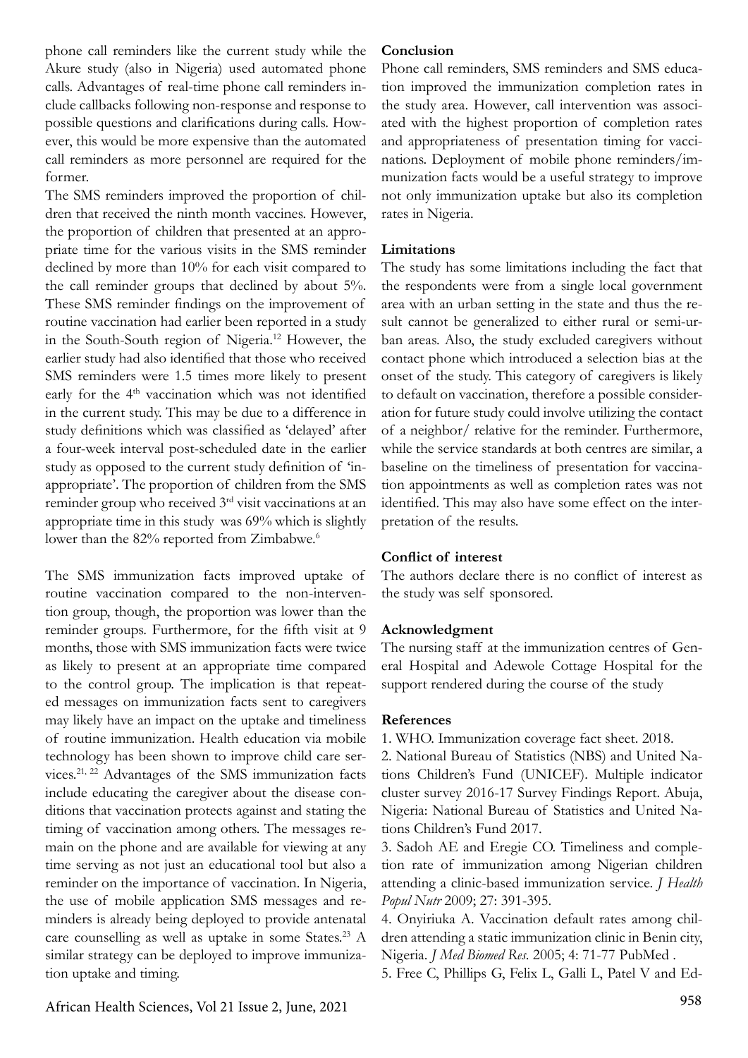phone call reminders like the current study while the Akure study (also in Nigeria) used automated phone calls. Advantages of real-time phone call reminders include callbacks following non-response and response to possible questions and clarifications during calls. However, this would be more expensive than the automated call reminders as more personnel are required for the former.

The SMS reminders improved the proportion of children that received the ninth month vaccines. However, the proportion of children that presented at an appropriate time for the various visits in the SMS reminder declined by more than 10% for each visit compared to the call reminder groups that declined by about 5%. These SMS reminder findings on the improvement of routine vaccination had earlier been reported in a study in the South-South region of Nigeria.[12] However, the earlier study had also identified that those who received SMS reminders were 1.5 times more likely to present early for the 4[th] vaccination which was not identified in the current study. This may be due to a difference in study definitions which was classified as 'delayed' after a four-week interval post-scheduled date in the earlier study as opposed to the current study definition of 'inappropriate'. The proportion of children from the SMS reminder group who received 3[rd] visit vaccinations at an appropriate time in this study was 69% which is slightly lower than the 82% reported from Zimbabwe.[6]

The SMS immunization facts improved uptake of routine vaccination compared to the non-intervention group, though, the proportion was lower than the reminder groups. Furthermore, for the fifth visit at 9 months, those with SMS immunization facts were twice as likely to present at an appropriate time compared to the control group. The implication is that repeated messages on immunization facts sent to caregivers may likely have an impact on the uptake and timeliness of routine immunization. Health education via mobile technology has been shown to improve child care services.[21, 22] Advantages of the SMS immunization facts include educating the caregiver about the disease conditions that vaccination protects against and stating the timing of vaccination among others. The messages remain on the phone and are available for viewing at any time serving as not just an educational tool but also a reminder on the importance of vaccination. In Nigeria, the use of mobile application SMS messages and reminders is already being deployed to provide antenatal care counselling as well as uptake in some States.[23] A similar strategy can be deployed to improve immunization uptake and timing.

**Conclusion**

Phone call reminders, SMS reminders and SMS education improved the immunization completion rates in the study area. However, call intervention was associated with the highest proportion of completion rates and appropriateness of presentation timing for vaccinations. Deployment of mobile phone reminders/immunization facts would be a useful strategy to improve not only immunization uptake but also its completion rates in Nigeria.

**Limitations**

The study has some limitations including the fact that the respondents were from a single local government area with an urban setting in the state and thus the result cannot be generalized to either rural or semi-urban areas. Also, the study excluded caregivers without contact phone which introduced a selection bias at the onset of the study. This category of caregivers is likely to default on vaccination, therefore a possible consideration for future study could involve utilizing the contact of a neighbor/ relative for the reminder. Furthermore, while the service standards at both centres are similar, a baseline on the timeliness of presentation for vaccination appointments as well as completion rates was not identified. This may also have some effect on the interpretation of the results.

**Conflict of interest**

The authors declare there is no conflict of interest as the study was self sponsored.

**Acknowledgment**

The nursing staff at the immunization centres of General Hospital and Adewole Cottage Hospital for the support rendered during the course of the study

**References**

1. WHO. Immunization coverage fact sheet. 2018.

2. National Bureau of Statistics (NBS) and United Nations Children's Fund (UNICEF). Multiple indicator cluster survey 2016-17 Survey Findings Report. Abuja, Nigeria: National Bureau of Statistics and United Nations Children's Fund 2017.

3. Sadoh AE and Eregie CO. Timeliness and completion rate of immunization among Nigerian children attending a clinic-based immunization service. *J Health Popul Nutr* 2009; 27: 391-395.

4. Onyiriuka A. Vaccination default rates among children attending a static immunization clinic in Benin city, Nigeria. *J Med Biomed Res*. 2005; 4: 71-77 PubMed .

5. Free C, Phillips G, Felix L, Galli L, Patel V and Ed-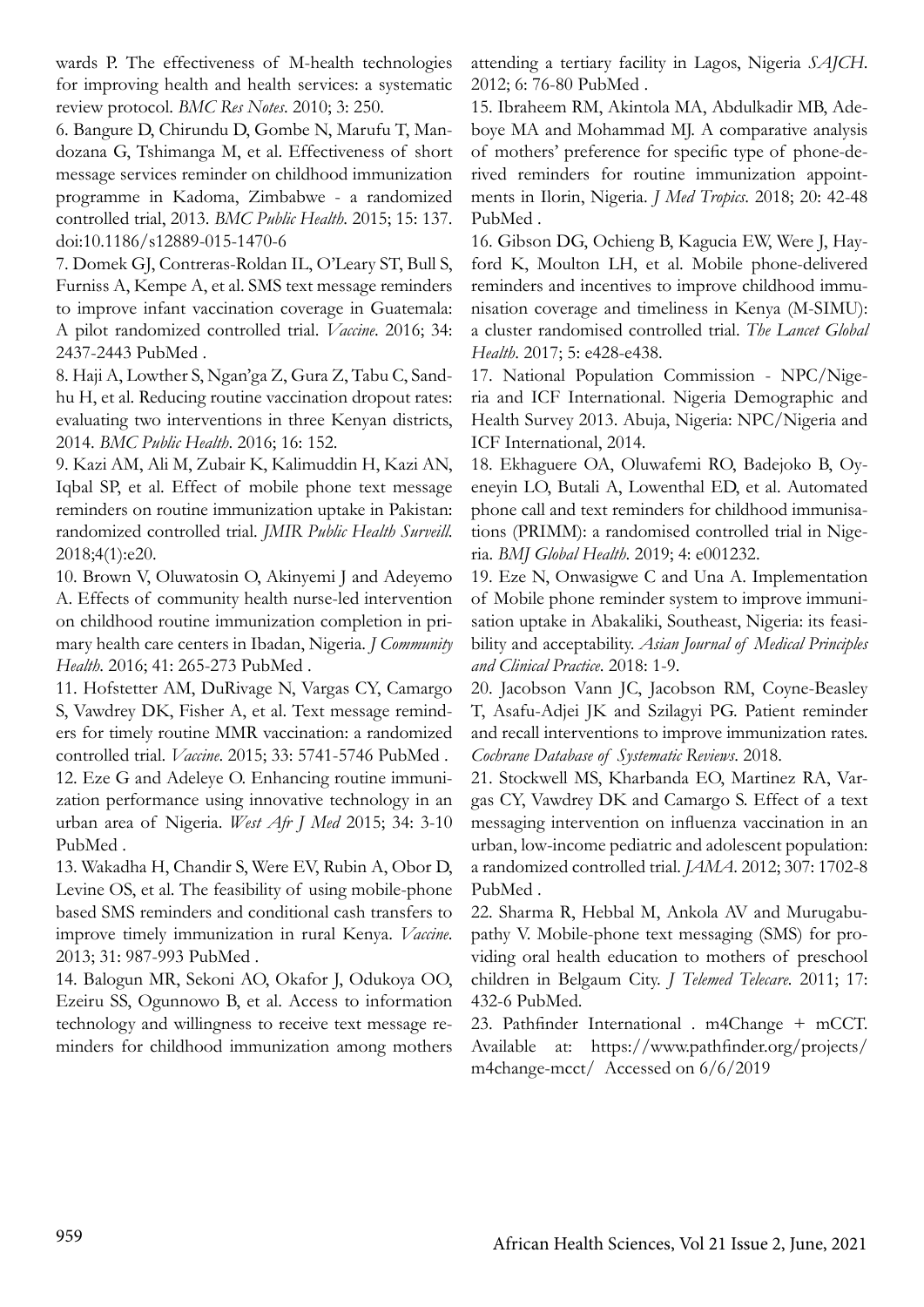wards P. The effectiveness of M-health technologies for improving health and health services: a systematic review protocol. *BMC Res Notes*. 2010; 3: 250.

6. Bangure D, Chirundu D, Gombe N, Marufu T, Mandozana G, Tshimanga M, et al. Effectiveness of short message services reminder on childhood immunization programme in Kadoma, Zimbabwe - a randomized controlled trial, 2013. *BMC Public Health*. 2015; 15: 137. doi:10.1186/s12889-015-1470-6

7. Domek GJ, Contreras-Roldan IL, O'Leary ST, Bull S, Furniss A, Kempe A, et al. SMS text message reminders to improve infant vaccination coverage in Guatemala: A pilot randomized controlled trial. *Vaccine*. 2016; 34: 2437-2443 PubMed .

8. Haji A, Lowther S, Ngan'ga Z, Gura Z, Tabu C, Sandhu H, et al. Reducing routine vaccination dropout rates: evaluating two interventions in three Kenyan districts, 2014. *BMC Public Health*. 2016; 16: 152.

9. Kazi AM, Ali M, Zubair K, Kalimuddin H, Kazi AN, Iqbal SP, et al. Effect of mobile phone text message reminders on routine immunization uptake in Pakistan: randomized controlled trial. *JMIR Public Health Surveill*. 2018;4(1):e20.

10. Brown V, Oluwatosin O, Akinyemi J and Adeyemo A. Effects of community health nurse-led intervention on childhood routine immunization completion in primary health care centers in Ibadan, Nigeria. *J Community Health*. 2016; 41: 265-273 PubMed .

11. Hofstetter AM, DuRivage N, Vargas CY, Camargo S, Vawdrey DK, Fisher A, et al. Text message reminders for timely routine MMR vaccination: a randomized controlled trial. *Vaccine*. 2015; 33: 5741-5746 PubMed .

12. Eze G and Adeleye O. Enhancing routine immunization performance using innovative technology in an urban area of Nigeria. *West Afr J Med* 2015; 34: 3-10 PubMed .

13. Wakadha H, Chandir S, Were EV, Rubin A, Obor D, Levine OS, et al. The feasibility of using mobile-phone based SMS reminders and conditional cash transfers to improve timely immunization in rural Kenya. *Vaccine*. 2013; 31: 987-993 PubMed .

14. Balogun MR, Sekoni AO, Okafor J, Odukoya OO, Ezeiru SS, Ogunnowo B, et al. Access to information technology and willingness to receive text message reminders for childhood immunization among mothers attending a tertiary facility in Lagos, Nigeria *SAJCH*. 2012; 6: 76-80 PubMed .

15. Ibraheem RM, Akintola MA, Abdulkadir MB, Adeboye MA and Mohammad MJ. A comparative analysis of mothers' preference for specific type of phone-derived reminders for routine immunization appointments in Ilorin, Nigeria. *J Med Tropics*. 2018; 20: 42-48 PubMed .

16. Gibson DG, Ochieng B, Kagucia EW, Were J, Hayford K, Moulton LH, et al. Mobile phone-delivered reminders and incentives to improve childhood immunisation coverage and timeliness in Kenya (M-SIMU): a cluster randomised controlled trial. *The Lancet Global Health*. 2017; 5: e428-e438.

17. National Population Commission - NPC/Nigeria and ICF International. Nigeria Demographic and Health Survey 2013. Abuja, Nigeria: NPC/Nigeria and ICF International, 2014.

18. Ekhaguere OA, Oluwafemi RO, Badejoko B, Oyeneyin LO, Butali A, Lowenthal ED, et al. Automated phone call and text reminders for childhood immunisations (PRIMM): a randomised controlled trial in Nigeria. *BMJ Global Health*. 2019; 4: e001232.

19. Eze N, Onwasigwe C and Una A. Implementation of Mobile phone reminder system to improve immunisation uptake in Abakaliki, Southeast, Nigeria: its feasibility and acceptability. *Asian Journal of Medical Principles and Clinical Practice*. 2018: 1-9.

20. Jacobson Vann JC, Jacobson RM, Coyne-Beasley T, Asafu-Adjei JK and Szilagyi PG. Patient reminder and recall interventions to improve immunization rates. *Cochrane Database of Systematic Reviews*. 2018.

21. Stockwell MS, Kharbanda EO, Martinez RA, Vargas CY, Vawdrey DK and Camargo S. Effect of a text messaging intervention on influenza vaccination in an urban, low-income pediatric and adolescent population: a randomized controlled trial. *JAMA*. 2012; 307: 1702-8 PubMed .

22. Sharma R, Hebbal M, Ankola AV and Murugabupathy V. Mobile-phone text messaging (SMS) for providing oral health education to mothers of preschool children in Belgaum City. *J Telemed Telecare*. 2011; 17: 432-6 PubMed.

23. Pathfinder International . m4Change + mCCT. Available at: https://www.pathfinder.org/projects/m4change-mcct/ Accessed on 6/6/2019